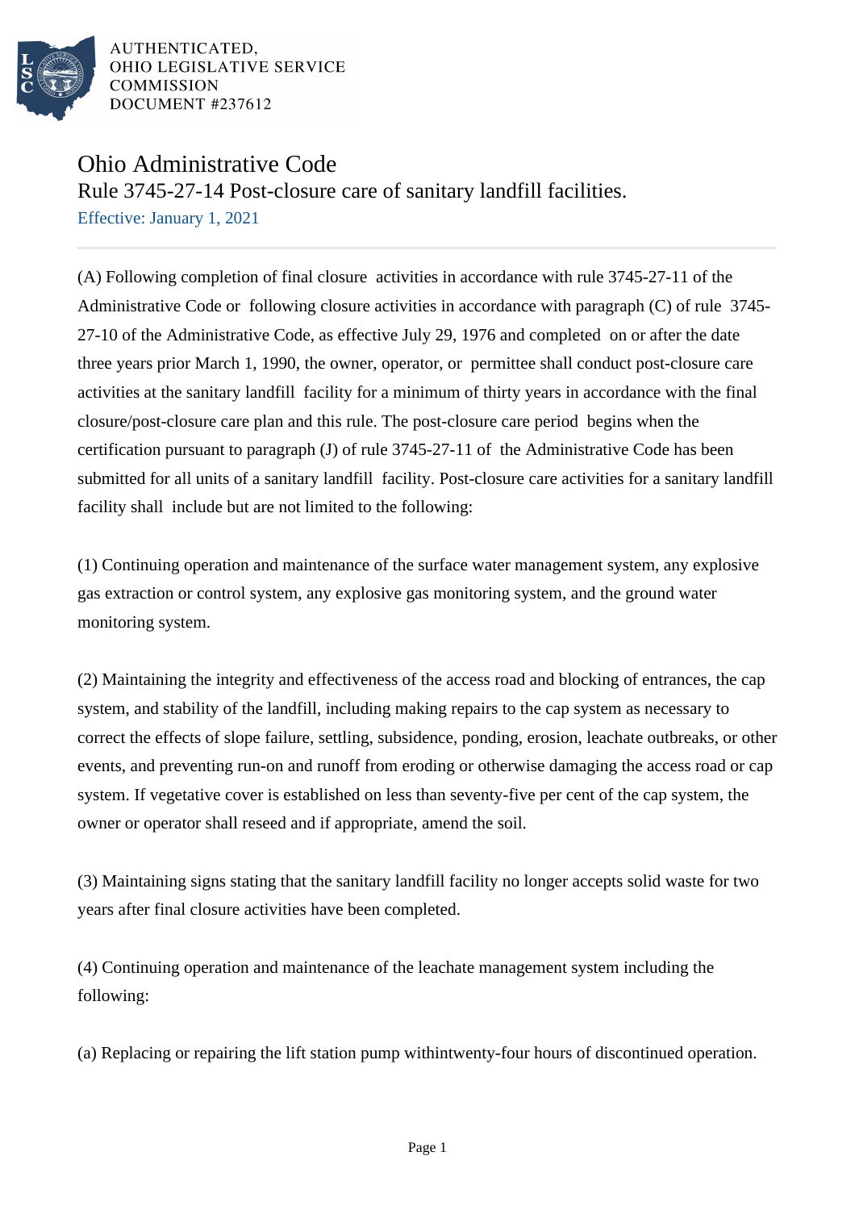AUTHENTICATED,
OHIO LEGISLATIVE SERVICE
COMMISSION
DOCUMENT #237612

# Ohio Administrative Code

## Rule 3745-27-14 Post-closure care of sanitary landfill facilities.

Effective: January 1, 2021

(A) Following completion of final closure activities in accordance with rule 3745-27-11 of the Administrative Code or following closure activities in accordance with paragraph (C) of rule 3745-27-10 of the Administrative Code, as effective July 29, 1976 and completed on or after the date three years prior March 1, 1990, the owner, operator, or permittee shall conduct post-closure care activities at the sanitary landfill facility for a minimum of thirty years in accordance with the final closure/post-closure care plan and this rule. The post-closure care period begins when the certification pursuant to paragraph (J) of rule 3745-27-11 of the Administrative Code has been submitted for all units of a sanitary landfill facility. Post-closure care activities for a sanitary landfill facility shall include but are not limited to the following:

(1) Continuing operation and maintenance of the surface water management system, any explosive gas extraction or control system, any explosive gas monitoring system, and the ground water monitoring system.

(2) Maintaining the integrity and effectiveness of the access road and blocking of entrances, the cap system, and stability of the landfill, including making repairs to the cap system as necessary to correct the effects of slope failure, settling, subsidence, ponding, erosion, leachate outbreaks, or other events, and preventing run-on and runoff from eroding or otherwise damaging the access road or cap system. If vegetative cover is established on less than seventy-five per cent of the cap system, the owner or operator shall reseed and if appropriate, amend the soil.

(3) Maintaining signs stating that the sanitary landfill facility no longer accepts solid waste for two years after final closure activities have been completed.

(4) Continuing operation and maintenance of the leachate management system including the following:

(a) Replacing or repairing the lift station pump withintwenty-four hours of discontinued operation.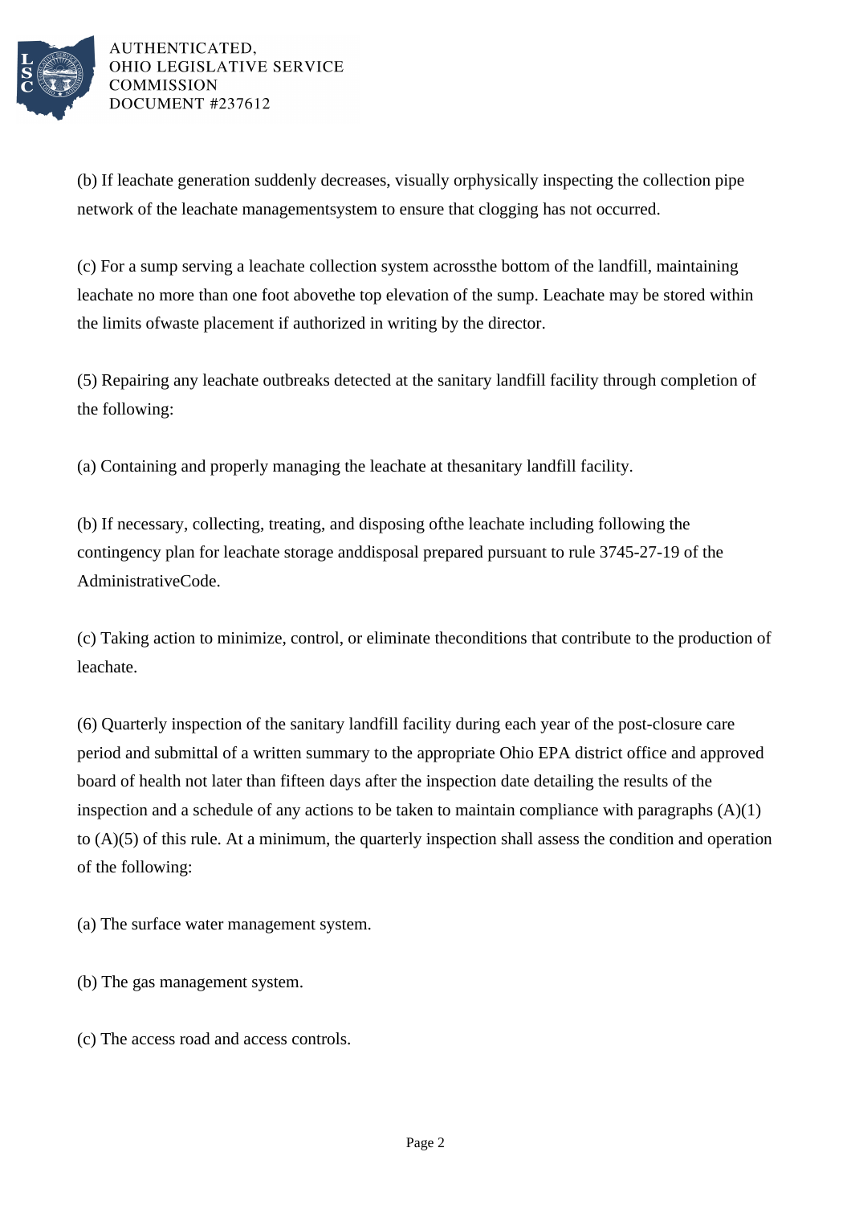(b) If leachate generation suddenly decreases, visually orphysically inspecting the collection pipe network of the leachate managementsystem to ensure that clogging has not occurred.

(c) For a sump serving a leachate collection system acrossthe bottom of the landfill, maintaining leachate no more than one foot abovethe top elevation of the sump. Leachate may be stored within the limits ofwaste placement if authorized in writing by the director.

(5) Repairing any leachate outbreaks detected at the sanitary landfill facility through completion of the following:

(a) Containing and properly managing the leachate at thesanitary landfill facility.

(b) If necessary, collecting, treating, and disposing ofthe leachate including following the contingency plan for leachate storage anddisposal prepared pursuant to rule 3745-27-19 of the AdministrativeCode.

(c) Taking action to minimize, control, or eliminate theconditions that contribute to the production of leachate.

(6) Quarterly inspection of the sanitary landfill facility during each year of the post-closure care period and submittal of a written summary to the appropriate Ohio EPA district office and approved board of health not later than fifteen days after the inspection date detailing the results of the inspection and a schedule of any actions to be taken to maintain compliance with paragraphs (A)(1) to (A)(5) of this rule. At a minimum, the quarterly inspection shall assess the condition and operation of the following:

(a) The surface water management system.

(b) The gas management system.

(c) The access road and access controls.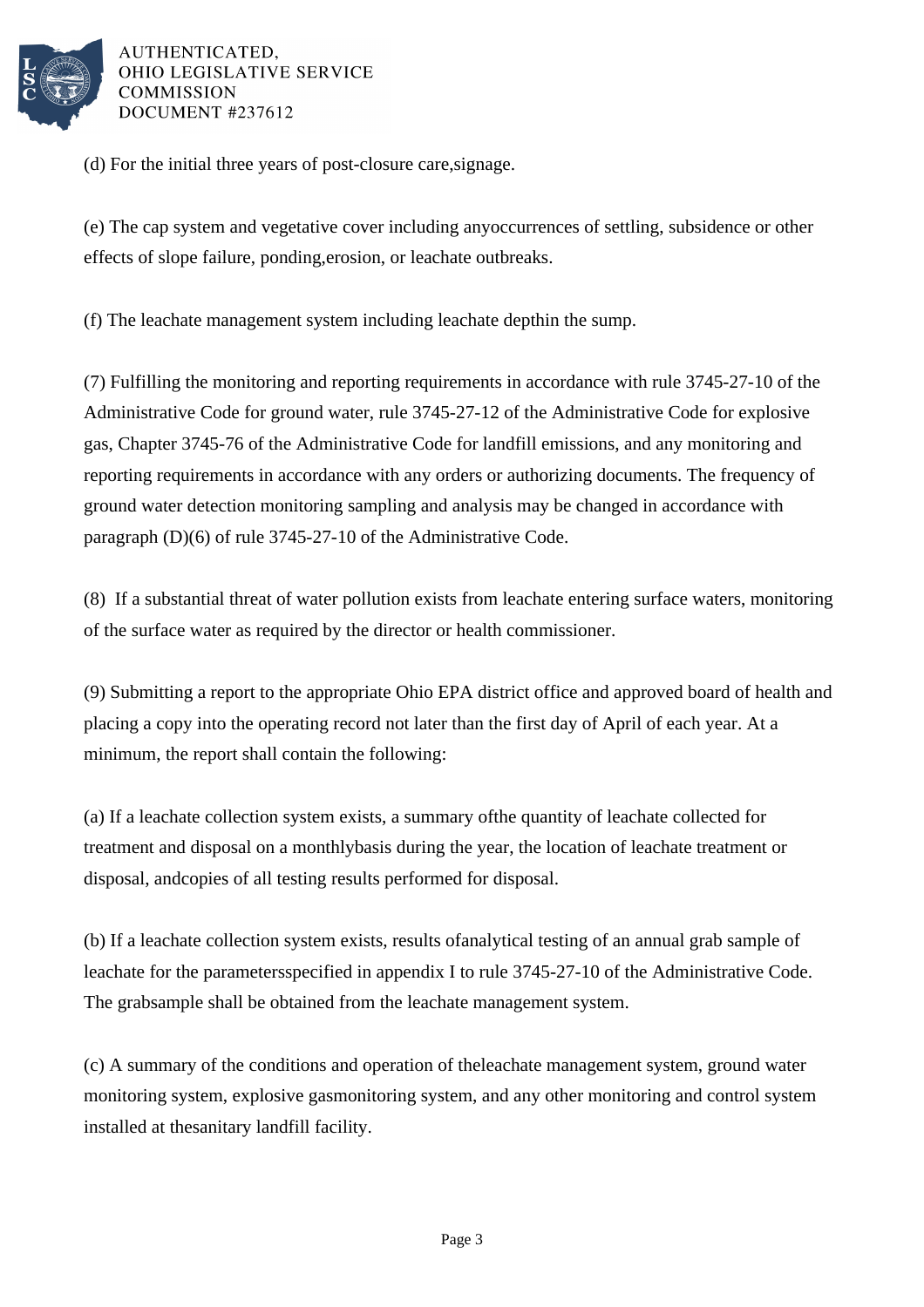(d) For the initial three years of post-closure care,signage.

(e) The cap system and vegetative cover including anyoccurrences of settling, subsidence or other effects of slope failure, ponding,erosion, or leachate outbreaks.

(f) The leachate management system including leachate depthin the sump.

(7) Fulfilling the monitoring and reporting requirements in accordance with rule 3745-27-10 of the Administrative Code for ground water, rule 3745-27-12 of the Administrative Code for explosive gas, Chapter 3745-76 of the Administrative Code for landfill emissions, and any monitoring and reporting requirements in accordance with any orders or authorizing documents. The frequency of ground water detection monitoring sampling and analysis may be changed in accordance with paragraph (D)(6) of rule 3745-27-10 of the Administrative Code.

(8) If a substantial threat of water pollution exists from leachate entering surface waters, monitoring of the surface water as required by the director or health commissioner.

(9) Submitting a report to the appropriate Ohio EPA district office and approved board of health and placing a copy into the operating record not later than the first day of April of each year. At a minimum, the report shall contain the following:

(a) If a leachate collection system exists, a summary ofthe quantity of leachate collected for treatment and disposal on a monthlybasis during the year, the location of leachate treatment or disposal, andcopies of all testing results performed for disposal.

(b) If a leachate collection system exists, results ofanalytical testing of an annual grab sample of leachate for the parametersspecified in appendix I to rule 3745-27-10 of the Administrative Code. The grabsample shall be obtained from the leachate management system.

(c) A summary of the conditions and operation of theleachate management system, ground water monitoring system, explosive gasmonitoring system, and any other monitoring and control system installed at thesanitary landfill facility.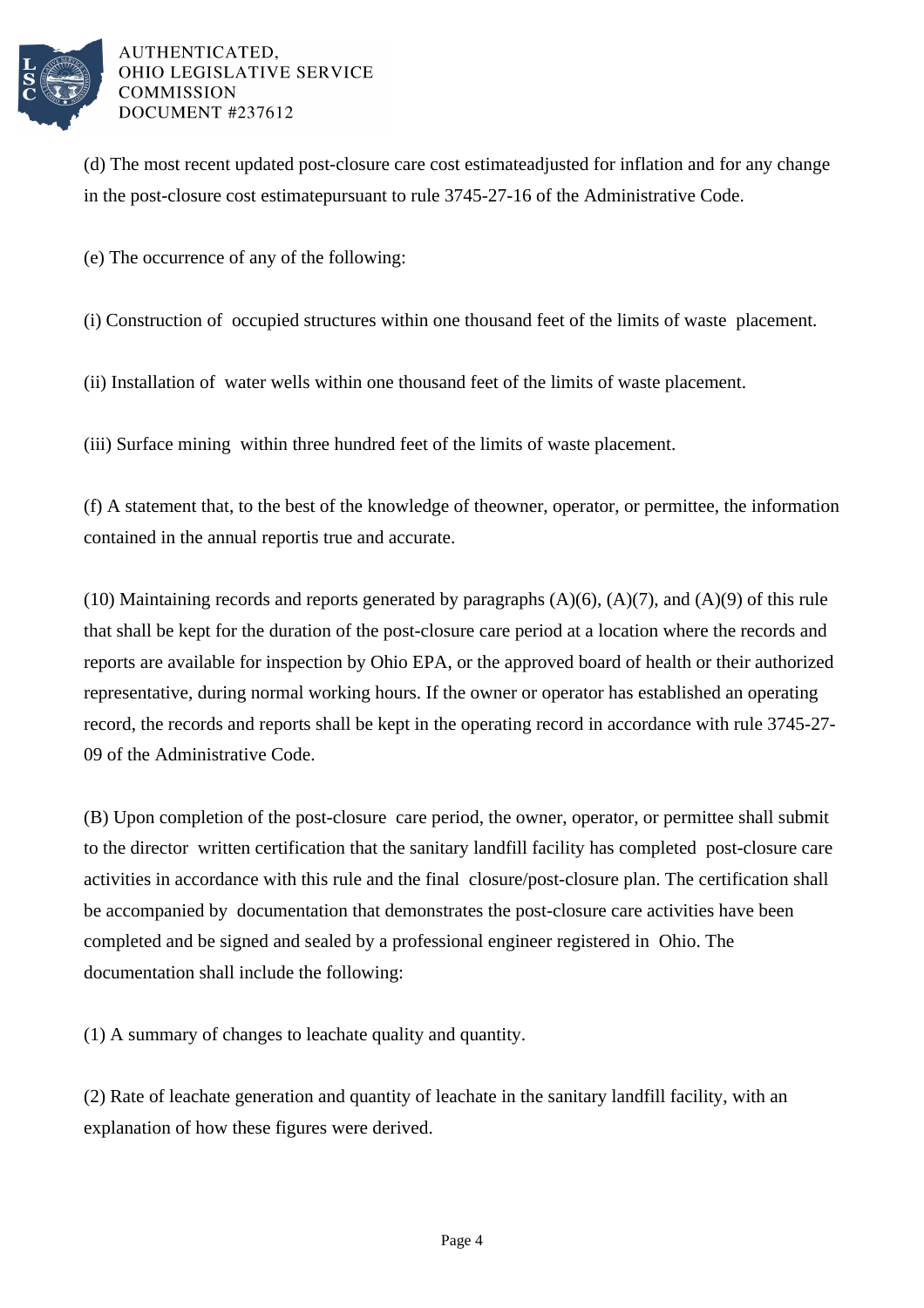(d) The most recent updated post-closure care cost estimateadjusted for inflation and for any change in the post-closure cost estimatepursuant to rule 3745-27-16 of the Administrative Code.

(e) The occurrence of any of the following:

(i) Construction of occupied structures within one thousand feet of the limits of waste placement.

(ii) Installation of water wells within one thousand feet of the limits of waste placement.

(iii) Surface mining within three hundred feet of the limits of waste placement.

(f) A statement that, to the best of the knowledge of theowner, operator, or permittee, the information contained in the annual reportis true and accurate.

(10) Maintaining records and reports generated by paragraphs (A)(6), (A)(7), and (A)(9) of this rule that shall be kept for the duration of the post-closure care period at a location where the records and reports are available for inspection by Ohio EPA, or the approved board of health or their authorized representative, during normal working hours. If the owner or operator has established an operating record, the records and reports shall be kept in the operating record in accordance with rule 3745-27-09 of the Administrative Code.

(B) Upon completion of the post-closure care period, the owner, operator, or permittee shall submit to the director written certification that the sanitary landfill facility has completed post-closure care activities in accordance with this rule and the final closure/post-closure plan. The certification shall be accompanied by documentation that demonstrates the post-closure care activities have been completed and be signed and sealed by a professional engineer registered in Ohio. The documentation shall include the following:

(1) A summary of changes to leachate quality and quantity.

(2) Rate of leachate generation and quantity of leachate in the sanitary landfill facility, with an explanation of how these figures were derived.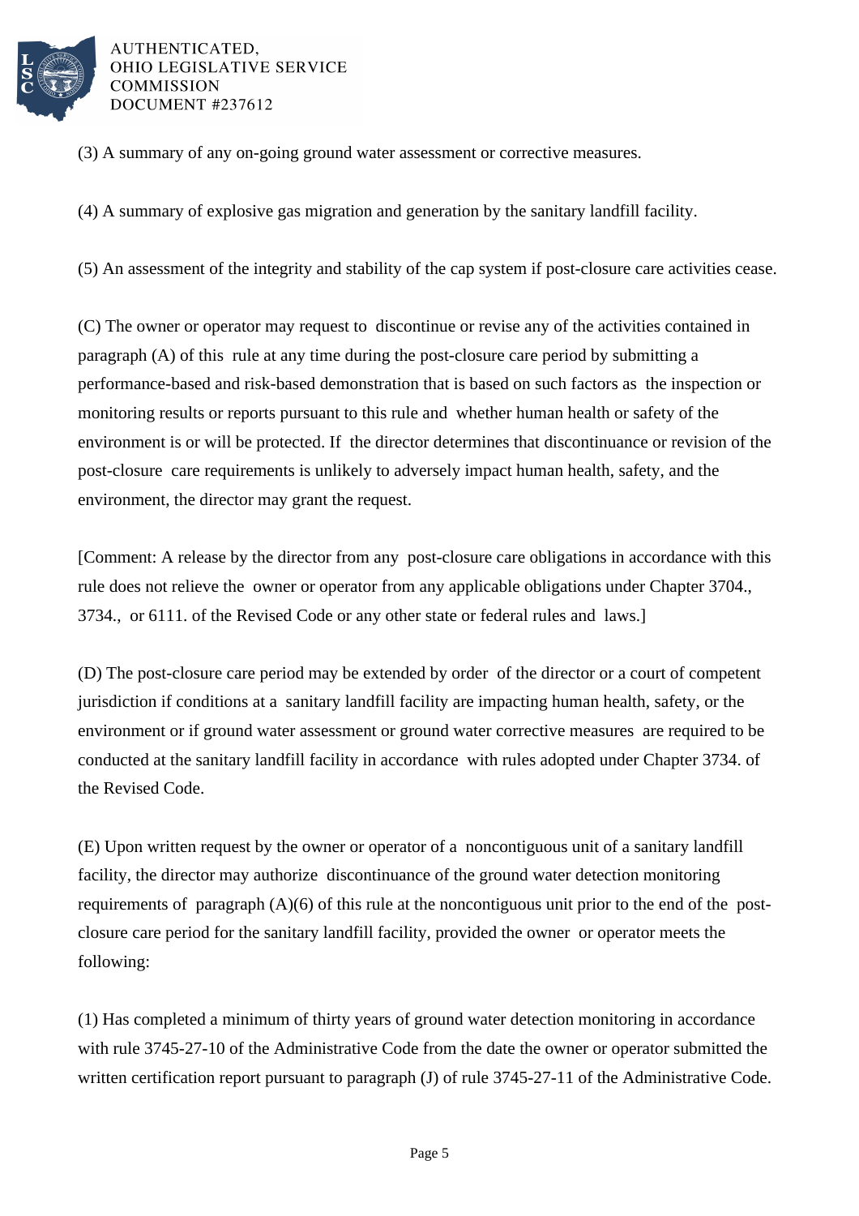(3) A summary of any on-going ground water assessment or corrective measures.

(4) A summary of explosive gas migration and generation by the sanitary landfill facility.

(5) An assessment of the integrity and stability of the cap system if post-closure care activities cease.

(C) The owner or operator may request to discontinue or revise any of the activities contained in paragraph (A) of this rule at any time during the post-closure care period by submitting a performance-based and risk-based demonstration that is based on such factors as the inspection or monitoring results or reports pursuant to this rule and whether human health or safety of the environment is or will be protected. If the director determines that discontinuance or revision of the post-closure care requirements is unlikely to adversely impact human health, safety, and the environment, the director may grant the request.

[Comment: A release by the director from any post-closure care obligations in accordance with this rule does not relieve the owner or operator from any applicable obligations under Chapter 3704., 3734., or 6111. of the Revised Code or any other state or federal rules and laws.]

(D) The post-closure care period may be extended by order of the director or a court of competent jurisdiction if conditions at a sanitary landfill facility are impacting human health, safety, or the environment or if ground water assessment or ground water corrective measures are required to be conducted at the sanitary landfill facility in accordance with rules adopted under Chapter 3734. of the Revised Code.

(E) Upon written request by the owner or operator of a noncontiguous unit of a sanitary landfill facility, the director may authorize discontinuance of the ground water detection monitoring requirements of paragraph (A)(6) of this rule at the noncontiguous unit prior to the end of the post-closure care period for the sanitary landfill facility, provided the owner or operator meets the following:

(1) Has completed a minimum of thirty years of ground water detection monitoring in accordance with rule 3745-27-10 of the Administrative Code from the date the owner or operator submitted the written certification report pursuant to paragraph (J) of rule 3745-27-11 of the Administrative Code.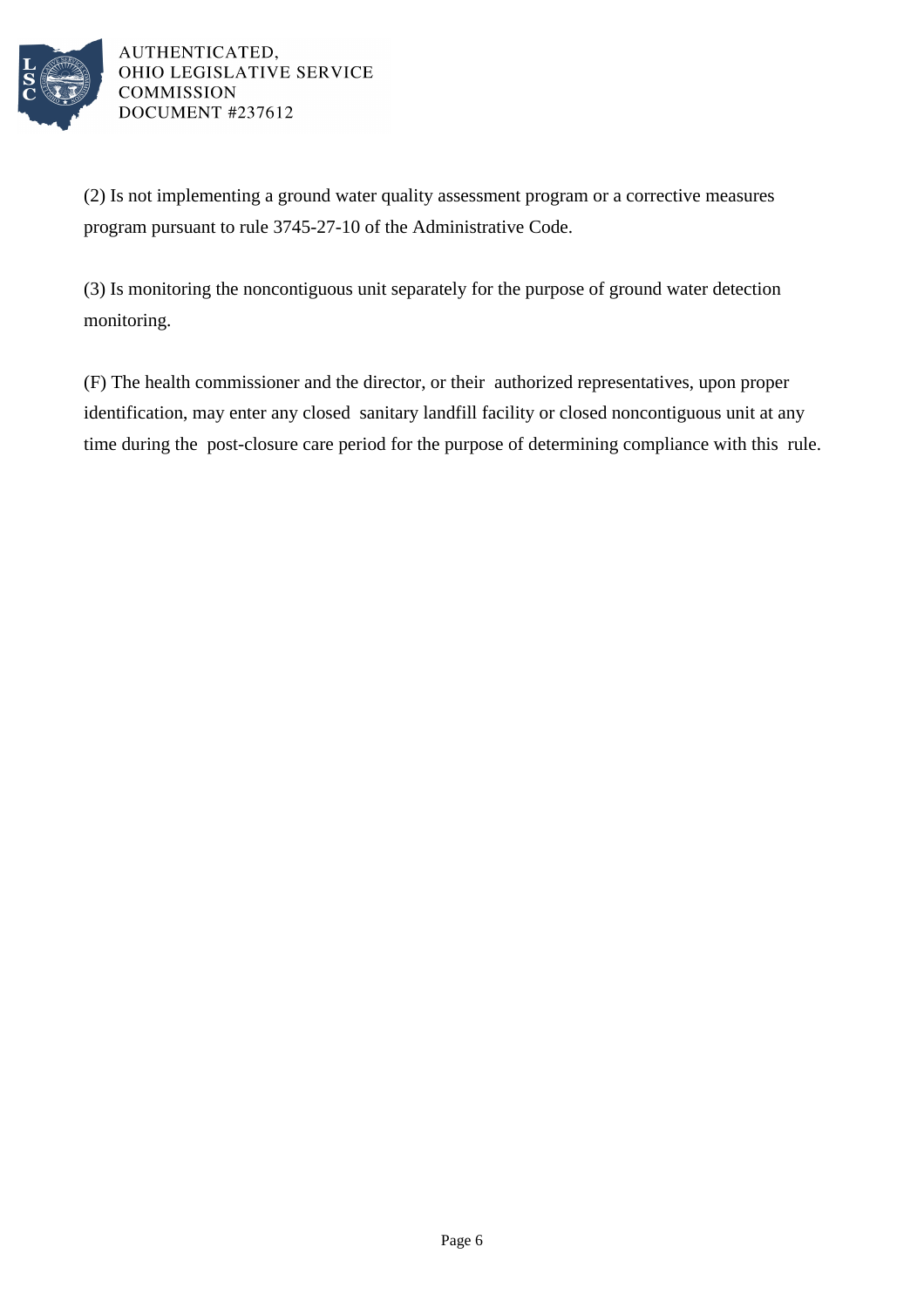(2) Is not implementing a ground water quality assessment program or a corrective measures program pursuant to rule 3745-27-10 of the Administrative Code.

(3) Is monitoring the noncontiguous unit separately for the purpose of ground water detection monitoring.

(F) The health commissioner and the director, or their authorized representatives, upon proper identification, may enter any closed sanitary landfill facility or closed noncontiguous unit at any time during the post-closure care period for the purpose of determining compliance with this rule.